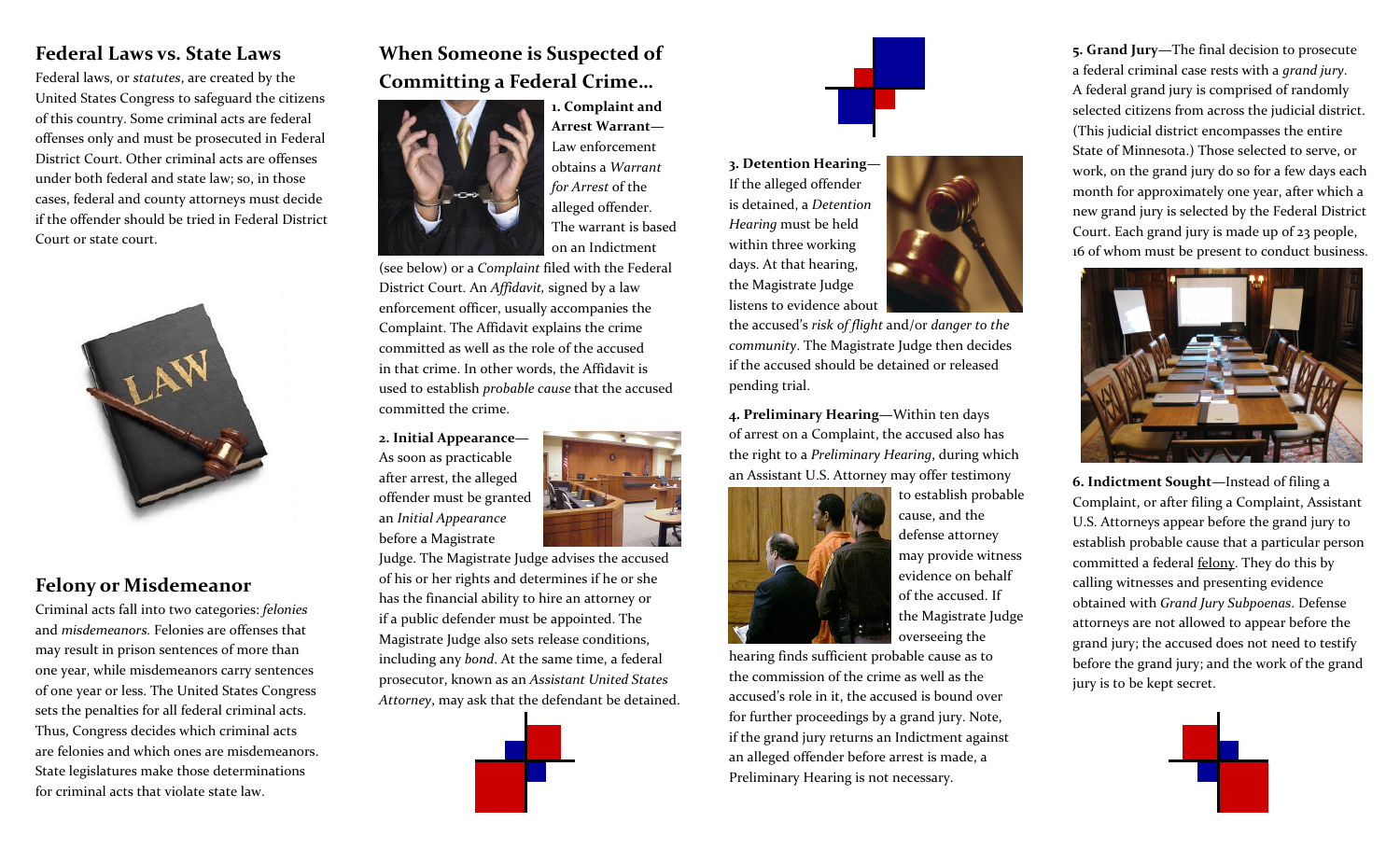## Federal Laws vs. State Laws

Federal laws, or *statutes*, are created by the United States Congress to safeguard the citizens of this country. Some criminal acts are federal offenses only and must be prosecuted in Federal District Court. Other criminal acts are offenses under both federal and state law; so, in those cases, federal and county attorneys must decide if the offender should be tried in Federal District Court or state court.

## Felony or Misdemeanor

Criminal acts fall into two categories: *felonies* and *misdemeanors.* Felonies are offenses that may result in prison sentences of more than one year, while misdemeanors carry sentences of one year or less. The United States Congress sets the penalties for all federal criminal acts. Thus, Congress decides which criminal acts are felonies and which ones are misdemeanors. State legislatures make those determinations for criminal acts that violate state law.

## When Someone is Suspected of Committing a Federal Crime…

**1. Complaint and Arrest Warrant**—Law enforcement obtains a *Warrant for Arrest* of the alleged offender. The warrant is based on an Indictment (see below) or a *Complaint* filed with the Federal District Court. An *Affidavit,* signed by a law enforcement officer, usually accompanies the Complaint. The Affidavit explains the crime committed as well as the role of the accused in that crime. In other words, the Affidavit is used to establish *probable cause* that the accused committed the crime.

**2. Initial Appearance**—As soon as practicable after arrest, the alleged offender must be granted an *Initial Appearance* before a Magistrate Judge. The Magistrate Judge advises the accused of his or her rights and determines if he or she has the financial ability to hire an attorney or if a public defender must be appointed. The Magistrate Judge also sets release conditions, including any *bond*. At the same time, a federal prosecutor, known as an *Assistant United States Attorney*, may ask that the defendant be detained.

**3. Detention Hearing**—If the alleged offender is detained, a *Detention Hearing* must be held within three working days. At that hearing, the Magistrate Judge listens to evidence about the accused's *risk of flight* and/or *danger to the community*. The Magistrate Judge then decides if the accused should be detained or released pending trial.

**4. Preliminary Hearing**—Within ten days of arrest on a Complaint, the accused also has the right to a *Preliminary Hearing*, during which an Assistant U.S. Attorney may offer testimony to establish probable cause, and the defense attorney may provide witness evidence on behalf of the accused. If the Magistrate Judge overseeing the hearing finds sufficient probable cause as to the commission of the crime as well as the accused's role in it, the accused is bound over for further proceedings by a grand jury. Note, if the grand jury returns an Indictment against an alleged offender before arrest is made, a Preliminary Hearing is not necessary.

**5. Grand Jury**—The final decision to prosecute a federal criminal case rests with a *grand jury*. A federal grand jury is comprised of randomly selected citizens from across the judicial district. (This judicial district encompasses the entire State of Minnesota.) Those selected to serve, or work, on the grand jury do so for a few days each month for approximately one year, after which a new grand jury is selected by the Federal District Court. Each grand jury is made up of 23 people, 16 of whom must be present to conduct business.

**6. Indictment Sought**—Instead of filing a Complaint, or after filing a Complaint, Assistant U.S. Attorneys appear before the grand jury to establish probable cause that a particular person committed a federal felony. They do this by calling witnesses and presenting evidence obtained with *Grand Jury Subpoenas*. Defense attorneys are not allowed to appear before the grand jury; the accused does not need to testify before the grand jury; and the work of the grand jury is to be kept secret.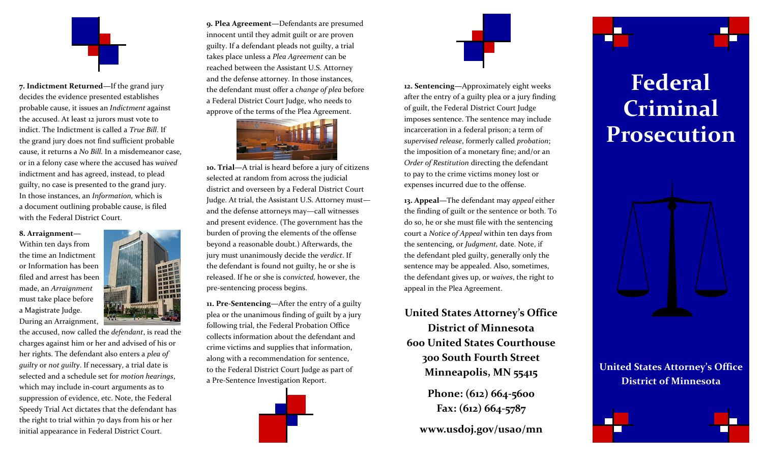**7. Indictment Returned**—If the grand jury decides the evidence presented establishes probable cause, it issues an *Indictment* against the accused. At least 12 jurors must vote to indict. The Indictment is called a *True Bill*. If the grand jury does not find sufficient probable cause, it returns a *No Bill.* In a misdemeanor case, or in a felony case where the accused has *waived* indictment and has agreed, instead, to plead guilty, no case is presented to the grand jury. In those instances, an *Information,* which is a document outlining probable cause, is filed with the Federal District Court.

**8. Arraignment**—Within ten days from the time an Indictment or Information has been filed and arrest has been made, an *Arraignment* must take place before a Magistrate Judge. During an Arraignment, the accused, now called the *defendant*, is read the charges against him or her and advised of his or her rights. The defendant also enters a *plea of guilty* or *not guilty*. If necessary, a trial date is selected and a schedule set for *motion hearings*, which may include in-court arguments as to suppression of evidence, etc. Note, the Federal Speedy Trial Act dictates that the defendant has the right to trial within 70 days from his or her initial appearance in Federal District Court.

**9. Plea Agreement**—Defendants are presumed innocent until they admit guilt or are proven guilty. If a defendant pleads not guilty, a trial takes place unless a *Plea Agreement* can be reached between the Assistant U.S. Attorney and the defense attorney. In those instances, the defendant must offer a *change of plea* before a Federal District Court Judge, who needs to approve of the terms of the Plea Agreement.

**10. Trial**—A trial is heard before a jury of citizens selected at random from across the judicial district and overseen by a Federal District Court Judge. At trial, the Assistant U.S. Attorney must—and the defense attorneys may—call witnesses and present evidence. (The government has the burden of proving the elements of the offense beyond a reasonable doubt.) Afterwards, the jury must unanimously decide the *verdict*. If the defendant is found not guilty, he or she is released. If he or she is *convicted,* however, the pre-sentencing process begins.

**11. Pre-Sentencing**—After the entry of a guilty plea or the unanimous finding of guilt by a jury following trial, the Federal Probation Office collects information about the defendant and crime victims and supplies that information, along with a recommendation for sentence, to the Federal District Court Judge as part of a Pre-Sentence Investigation Report.

**12. Sentencing**—Approximately eight weeks after the entry of a guilty plea or a jury finding of guilt, the Federal District Court Judge imposes sentence. The sentence may include incarceration in a federal prison; a term of *supervised release*, formerly called *probation*; the imposition of a monetary fine; and/or an *Order of Restitution* directing the defendant to pay to the crime victims money lost or expenses incurred due to the offense.

**13. Appeal**—The defendant may *appeal* either the finding of guilt or the sentence or both. To do so, he or she must file with the sentencing court a *Notice of Appeal* within ten days from the sentencing, or *Judgment,* date. Note, if the defendant pled guilty, generally only the sentence may be appealed. Also, sometimes, the defendant gives up, or *waives*, the right to appeal in the Plea Agreement.

**United States Attorney's Office**
**District of Minnesota**
**600 United States Courthouse**
**300 South Fourth Street**
**Minneapolis, MN 55415**

**Phone: (612) 664-5600**
**Fax: (612) 664-5787**

**www.usdoj.gov/usao/mn**

# Federal Criminal Prosecution

**United States Attorney's Office**
**District of Minnesota**